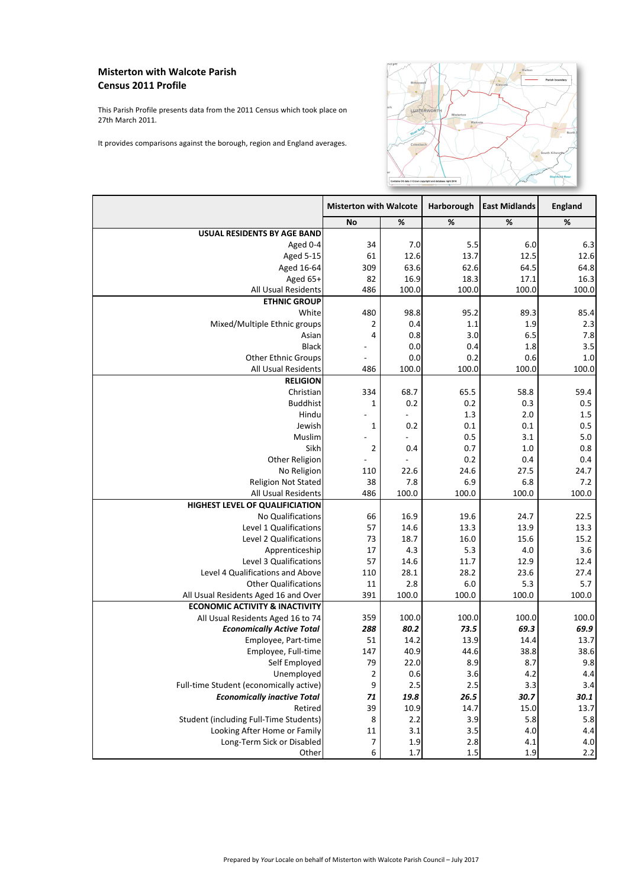## Misterton with Walcote Parish
## Census 2011 Profile

This Parish Profile presents data from the 2011 Census which took place on 27th March 2011.

It provides comparisons against the borough, region and England averages.

| | Misterton with Walcote | | Harborough | East Midlands | England |
|---|---|---|---|---|---|
| | No | % | % | % | % |
| **USUAL RESIDENTS BY AGE BAND** | | | | | |
| Aged 0-4 | 34 | 7.0 | 5.5 | 6.0 | 6.3 |
| Aged 5-15 | 61 | 12.6 | 13.7 | 12.5 | 12.6 |
| Aged 16-64 | 309 | 63.6 | 62.6 | 64.5 | 64.8 |
| Aged 65+ | 82 | 16.9 | 18.3 | 17.1 | 16.3 |
| All Usual Residents | 486 | 100.0 | 100.0 | 100.0 | 100.0 |
| **ETHNIC GROUP** | | | | | |
| White | 480 | 98.8 | 95.2 | 89.3 | 85.4 |
| Mixed/Multiple Ethnic groups | 2 | 0.4 | 1.1 | 1.9 | 2.3 |
| Asian | 4 | 0.8 | 3.0 | 6.5 | 7.8 |
| Black | - | 0.0 | 0.4 | 1.8 | 3.5 |
| Other Ethnic Groups | - | 0.0 | 0.2 | 0.6 | 1.0 |
| All Usual Residents | 486 | 100.0 | 100.0 | 100.0 | 100.0 |
| **RELIGION** | | | | | |
| Christian | 334 | 68.7 | 65.5 | 58.8 | 59.4 |
| Buddhist | 1 | 0.2 | 0.2 | 0.3 | 0.5 |
| Hindu | - | - | 1.3 | 2.0 | 1.5 |
| Jewish | 1 | 0.2 | 0.1 | 0.1 | 0.5 |
| Muslim | - | - | 0.5 | 3.1 | 5.0 |
| Sikh | 2 | 0.4 | 0.7 | 1.0 | 0.8 |
| Other Religion | - | - | 0.2 | 0.4 | 0.4 |
| No Religion | 110 | 22.6 | 24.6 | 27.5 | 24.7 |
| Religion Not Stated | 38 | 7.8 | 6.9 | 6.8 | 7.2 |
| All Usual Residents | 486 | 100.0 | 100.0 | 100.0 | 100.0 |
| **HIGHEST LEVEL OF QUALIFICIATION** | | | | | |
| No Qualifications | 66 | 16.9 | 19.6 | 24.7 | 22.5 |
| Level 1 Qualifications | 57 | 14.6 | 13.3 | 13.9 | 13.3 |
| Level 2 Qualifications | 73 | 18.7 | 16.0 | 15.6 | 15.2 |
| Apprenticeship | 17 | 4.3 | 5.3 | 4.0 | 3.6 |
| Level 3 Qualifications | 57 | 14.6 | 11.7 | 12.9 | 12.4 |
| Level 4 Qualifications and Above | 110 | 28.1 | 28.2 | 23.6 | 27.4 |
| Other Qualifications | 11 | 2.8 | 6.0 | 5.3 | 5.7 |
| All Usual Residents Aged 16 and Over | 391 | 100.0 | 100.0 | 100.0 | 100.0 |
| **ECONOMIC ACTIVITY & INACTIVITY** | | | | | |
| All Usual Residents Aged 16 to 74 | 359 | 100.0 | 100.0 | 100.0 | 100.0 |
| ***Economically Active Total*** | ***288*** | ***80.2*** | ***73.5*** | ***69.3*** | ***69.9*** |
| Employee, Part-time | 51 | 14.2 | 13.9 | 14.4 | 13.7 |
| Employee, Full-time | 147 | 40.9 | 44.6 | 38.8 | 38.6 |
| Self Employed | 79 | 22.0 | 8.9 | 8.7 | 9.8 |
| Unemployed | 2 | 0.6 | 3.6 | 4.2 | 4.4 |
| Full-time Student (economically active) | 9 | 2.5 | 2.5 | 3.3 | 3.4 |
| ***Economically inactive Total*** | ***71*** | ***19.8*** | ***26.5*** | ***30.7*** | ***30.1*** |
| Retired | 39 | 10.9 | 14.7 | 15.0 | 13.7 |
| Student (including Full-Time Students) | 8 | 2.2 | 3.9 | 5.8 | 5.8 |
| Looking After Home or Family | 11 | 3.1 | 3.5 | 4.0 | 4.4 |
| Long-Term Sick or Disabled | 7 | 1.9 | 2.8 | 4.1 | 4.0 |
| Other | 6 | 1.7 | 1.5 | 1.9 | 2.2 |

Prepared by *Your* Locale on behalf of Misterton with Walcote Parish Council – July 2017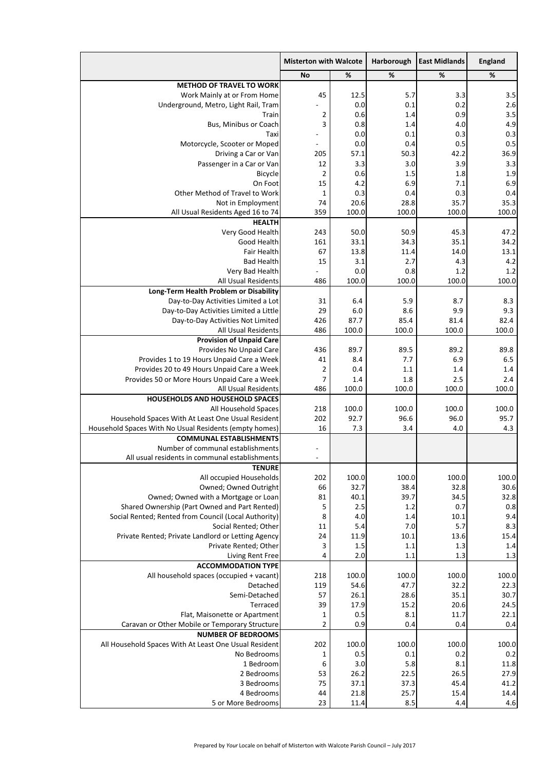| | Misterton with Walcote | | Harborough | East Midlands | England |
|---|---|---|---|---|---|
| | No | % | % | % | % |
| **METHOD OF TRAVEL TO WORK** | | | | | |
| Work Mainly at or From Home | 45 | 12.5 | 5.7 | 3.3 | 3.5 |
| Underground, Metro, Light Rail, Tram | - | 0.0 | 0.1 | 0.2 | 2.6 |
| Train | 2 | 0.6 | 1.4 | 0.9 | 3.5 |
| Bus, Minibus or Coach | 3 | 0.8 | 1.4 | 4.0 | 4.9 |
| Taxi | - | 0.0 | 0.1 | 0.3 | 0.3 |
| Motorcycle, Scooter or Moped | - | 0.0 | 0.4 | 0.5 | 0.5 |
| Driving a Car or Van | 205 | 57.1 | 50.3 | 42.2 | 36.9 |
| Passenger in a Car or Van | 12 | 3.3 | 3.0 | 3.9 | 3.3 |
| Bicycle | 2 | 0.6 | 1.5 | 1.8 | 1.9 |
| On Foot | 15 | 4.2 | 6.9 | 7.1 | 6.9 |
| Other Method of Travel to Work | 1 | 0.3 | 0.4 | 0.3 | 0.4 |
| Not in Employment | 74 | 20.6 | 28.8 | 35.7 | 35.3 |
| All Usual Residents Aged 16 to 74 | 359 | 100.0 | 100.0 | 100.0 | 100.0 |
| **HEALTH** | | | | | |
| Very Good Health | 243 | 50.0 | 50.9 | 45.3 | 47.2 |
| Good Health | 161 | 33.1 | 34.3 | 35.1 | 34.2 |
| Fair Health | 67 | 13.8 | 11.4 | 14.0 | 13.1 |
| Bad Health | 15 | 3.1 | 2.7 | 4.3 | 4.2 |
| Very Bad Health | - | 0.0 | 0.8 | 1.2 | 1.2 |
| All Usual Residents | 486 | 100.0 | 100.0 | 100.0 | 100.0 |
| **Long-Term Health Problem or Disability** | | | | | |
| Day-to-Day Activities Limited a Lot | 31 | 6.4 | 5.9 | 8.7 | 8.3 |
| Day-to-Day Activities Limited a Little | 29 | 6.0 | 8.6 | 9.9 | 9.3 |
| Day-to-Day Activities Not Limited | 426 | 87.7 | 85.4 | 81.4 | 82.4 |
| All Usual Residents | 486 | 100.0 | 100.0 | 100.0 | 100.0 |
| **Provision of Unpaid Care** | | | | | |
| Provides No Unpaid Care | 436 | 89.7 | 89.5 | 89.2 | 89.8 |
| Provides 1 to 19 Hours Unpaid Care a Week | 41 | 8.4 | 7.7 | 6.9 | 6.5 |
| Provides 20 to 49 Hours Unpaid Care a Week | 2 | 0.4 | 1.1 | 1.4 | 1.4 |
| Provides 50 or More Hours Unpaid Care a Week | 7 | 1.4 | 1.8 | 2.5 | 2.4 |
| All Usual Residents | 486 | 100.0 | 100.0 | 100.0 | 100.0 |
| **HOUSEHOLDS AND HOUSEHOLD SPACES** | | | | | |
| All Household Spaces | 218 | 100.0 | 100.0 | 100.0 | 100.0 |
| Household Spaces With At Least One Usual Resident | 202 | 92.7 | 96.6 | 96.0 | 95.7 |
| Household Spaces With No Usual Residents (empty homes) | 16 | 7.3 | 3.4 | 4.0 | 4.3 |
| **COMMUNAL ESTABLISHMENTS** | | | | | |
| Number of communal establishments | - | | | | |
| All usual residents in communal establishments | - | | | | |
| **TENURE** | | | | | |
| All occupied Households | 202 | 100.0 | 100.0 | 100.0 | 100.0 |
| Owned; Owned Outright | 66 | 32.7 | 38.4 | 32.8 | 30.6 |
| Owned; Owned with a Mortgage or Loan | 81 | 40.1 | 39.7 | 34.5 | 32.8 |
| Shared Ownership (Part Owned and Part Rented) | 5 | 2.5 | 1.2 | 0.7 | 0.8 |
| Social Rented; Rented from Council (Local Authority) | 8 | 4.0 | 1.4 | 10.1 | 9.4 |
| Social Rented; Other | 11 | 5.4 | 7.0 | 5.7 | 8.3 |
| Private Rented; Private Landlord or Letting Agency | 24 | 11.9 | 10.1 | 13.6 | 15.4 |
| Private Rented; Other | 3 | 1.5 | 1.1 | 1.3 | 1.4 |
| Living Rent Free | 4 | 2.0 | 1.1 | 1.3 | 1.3 |
| **ACCOMMODATION TYPE** | | | | | |
| All household spaces (occupied + vacant) | 218 | 100.0 | 100.0 | 100.0 | 100.0 |
| Detached | 119 | 54.6 | 47.7 | 32.2 | 22.3 |
| Semi-Detached | 57 | 26.1 | 28.6 | 35.1 | 30.7 |
| Terraced | 39 | 17.9 | 15.2 | 20.6 | 24.5 |
| Flat, Maisonette or Apartment | 1 | 0.5 | 8.1 | 11.7 | 22.1 |
| Caravan or Other Mobile or Temporary Structure | 2 | 0.9 | 0.4 | 0.4 | 0.4 |
| **NUMBER OF BEDROOMS** | | | | | |
| All Household Spaces With At Least One Usual Resident | 202 | 100.0 | 100.0 | 100.0 | 100.0 |
| No Bedrooms | 1 | 0.5 | 0.1 | 0.2 | 0.2 |
| 1 Bedroom | 6 | 3.0 | 5.8 | 8.1 | 11.8 |
| 2 Bedrooms | 53 | 26.2 | 22.5 | 26.5 | 27.9 |
| 3 Bedrooms | 75 | 37.1 | 37.3 | 45.4 | 41.2 |
| 4 Bedrooms | 44 | 21.8 | 25.7 | 15.4 | 14.4 |
| 5 or More Bedrooms | 23 | 11.4 | 8.5 | 4.4 | 4.6 |

Prepared by *Your* Locale on behalf of Misterton with Walcote Parish Council – July 2017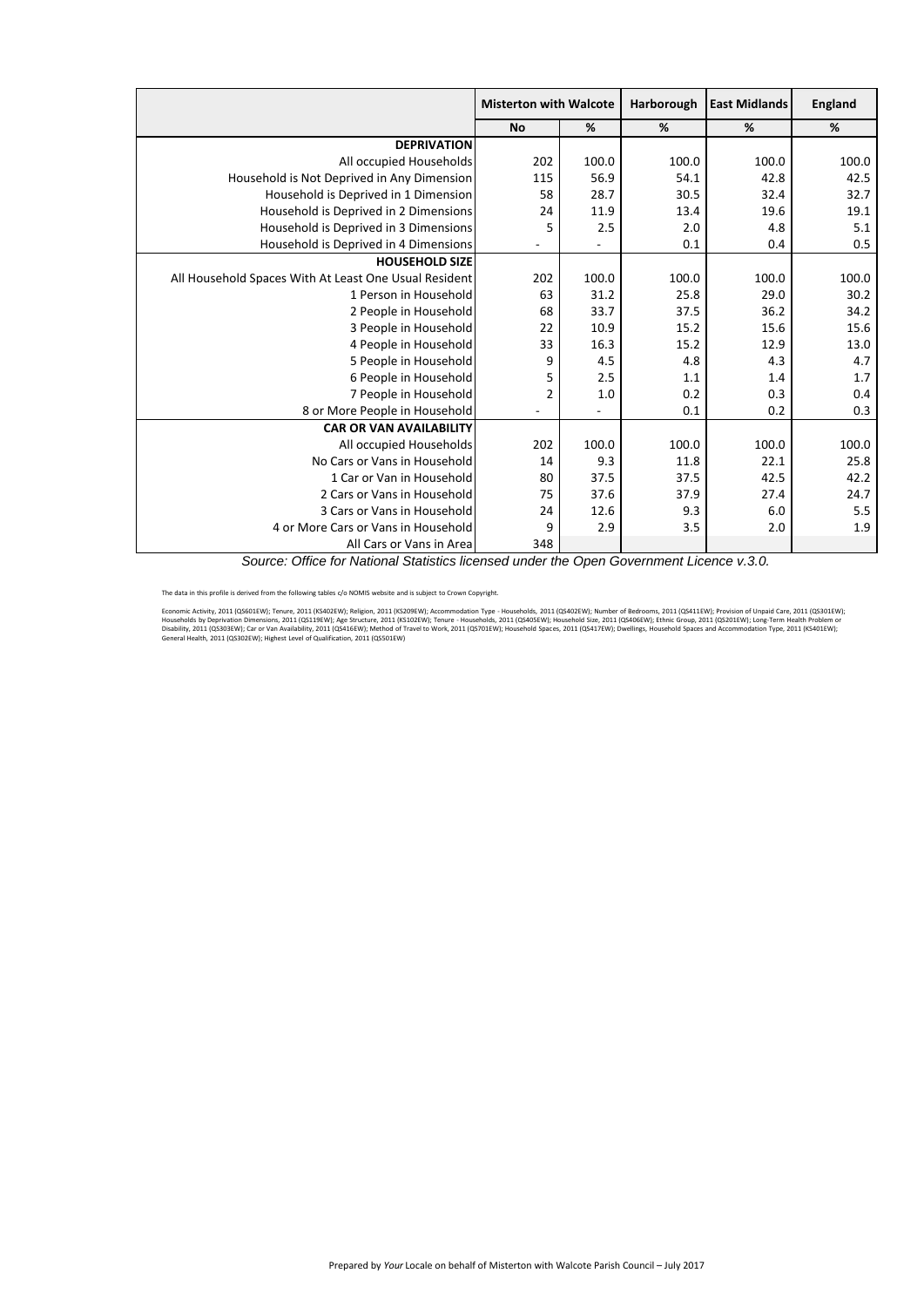| | Misterton with Walcote | | Harborough | East Midlands | England |
|---|---|---|---|---|---|
| | No | % | % | % | % |
| **DEPRIVATION** | | | | | |
| All occupied Households | 202 | 100.0 | 100.0 | 100.0 | 100.0 |
| Household is Not Deprived in Any Dimension | 115 | 56.9 | 54.1 | 42.8 | 42.5 |
| Household is Deprived in 1 Dimension | 58 | 28.7 | 30.5 | 32.4 | 32.7 |
| Household is Deprived in 2 Dimensions | 24 | 11.9 | 13.4 | 19.6 | 19.1 |
| Household is Deprived in 3 Dimensions | 5 | 2.5 | 2.0 | 4.8 | 5.1 |
| Household is Deprived in 4 Dimensions | - | - | 0.1 | 0.4 | 0.5 |
| **HOUSEHOLD SIZE** | | | | | |
| All Household Spaces With At Least One Usual Resident | 202 | 100.0 | 100.0 | 100.0 | 100.0 |
| 1 Person in Household | 63 | 31.2 | 25.8 | 29.0 | 30.2 |
| 2 People in Household | 68 | 33.7 | 37.5 | 36.2 | 34.2 |
| 3 People in Household | 22 | 10.9 | 15.2 | 15.6 | 15.6 |
| 4 People in Household | 33 | 16.3 | 15.2 | 12.9 | 13.0 |
| 5 People in Household | 9 | 4.5 | 4.8 | 4.3 | 4.7 |
| 6 People in Household | 5 | 2.5 | 1.1 | 1.4 | 1.7 |
| 7 People in Household | 2 | 1.0 | 0.2 | 0.3 | 0.4 |
| 8 or More People in Household | - | - | 0.1 | 0.2 | 0.3 |
| **CAR OR VAN AVAILABILITY** | | | | | |
| All occupied Households | 202 | 100.0 | 100.0 | 100.0 | 100.0 |
| No Cars or Vans in Household | 14 | 9.3 | 11.8 | 22.1 | 25.8 |
| 1 Car or Van in Household | 80 | 37.5 | 37.5 | 42.5 | 42.2 |
| 2 Cars or Vans in Household | 75 | 37.6 | 37.9 | 27.4 | 24.7 |
| 3 Cars or Vans in Household | 24 | 12.6 | 9.3 | 6.0 | 5.5 |
| 4 or More Cars or Vans in Household | 9 | 2.9 | 3.5 | 2.0 | 1.9 |
| All Cars or Vans in Area | 348 | | | | |

*Source: Office for National Statistics licensed under the Open Government Licence v.3.0.*

The data in this profile is derived from the following tables c/o NOMIS website and is subject to Crown Copyright.

Economic Activity, 2011 (QS601EW); Tenure, 2011 (KS402EW); Religion, 2011 (KS209EW); Accommodation Type - Households, 2011 (QS402EW); Number of Bedrooms, 2011 (QS411EW); Provision of Unpaid Care, 2011 (QS301EW); Households by Deprivation Dimensions, 2011 (QS119EW); Age Structure, 2011 (KS102EW); Tenure - Households, 2011 (QS405EW); Household Size, 2011 (QS406EW); Ethnic Group, 2011 (QS201EW); Long-Term Health Problem or Disability, 2011 (QS303EW); Car or Van Availability, 2011 (QS416EW); Method of Travel to Work, 2011 (QS701EW); Household Spaces, 2011 (QS417EW); Dwellings, Household Spaces and Accommodation Type, 2011 (KS401EW); General Health, 2011 (QS302EW); Highest Level of Qualification, 2011 (QS501EW)

Prepared by *Your* Locale on behalf of Misterton with Walcote Parish Council – July 2017